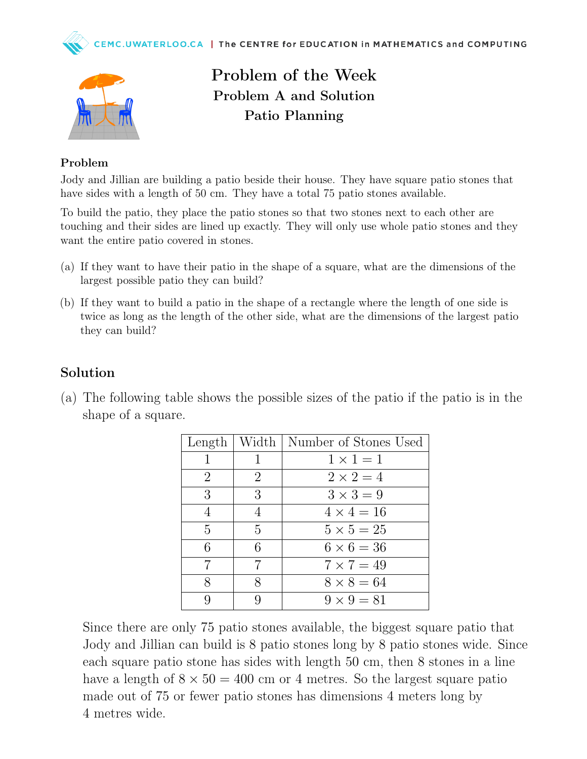# Problem of the Week

## Problem A and Solution

## Patio Planning

### Problem

Jody and Jillian are building a patio beside their house. They have square patio stones that have sides with a length of 50 cm. They have a total 75 patio stones available.

To build the patio, they place the patio stones so that two stones next to each other are touching and their sides are lined up exactly. They will only use whole patio stones and they want the entire patio covered in stones.

(a) If they want to have their patio in the shape of a square, what are the dimensions of the largest possible patio they can build?

(b) If they want to build a patio in the shape of a rectangle where the length of one side is twice as long as the length of the other side, what are the dimensions of the largest patio they can build?

## Solution

(a) The following table shows the possible sizes of the patio if the patio is in the shape of a square.

| Length | Width | Number of Stones Used |
|---|---|---|
| 1 | 1 | $1 \times 1 = 1$ |
| 2 | 2 | $2 \times 2 = 4$ |
| 3 | 3 | $3 \times 3 = 9$ |
| 4 | 4 | $4 \times 4 = 16$ |
| 5 | 5 | $5 \times 5 = 25$ |
| 6 | 6 | $6 \times 6 = 36$ |
| 7 | 7 | $7 \times 7 = 49$ |
| 8 | 8 | $8 \times 8 = 64$ |
| 9 | 9 | $9 \times 9 = 81$ |

Since there are only 75 patio stones available, the biggest square patio that Jody and Jillian can build is 8 patio stones long by 8 patio stones wide. Since each square patio stone has sides with length 50 cm, then 8 stones in a line have a length of $8 \times 50 = 400$ cm or 4 metres. So the largest square patio made out of 75 or fewer patio stones has dimensions 4 meters long by 4 metres wide.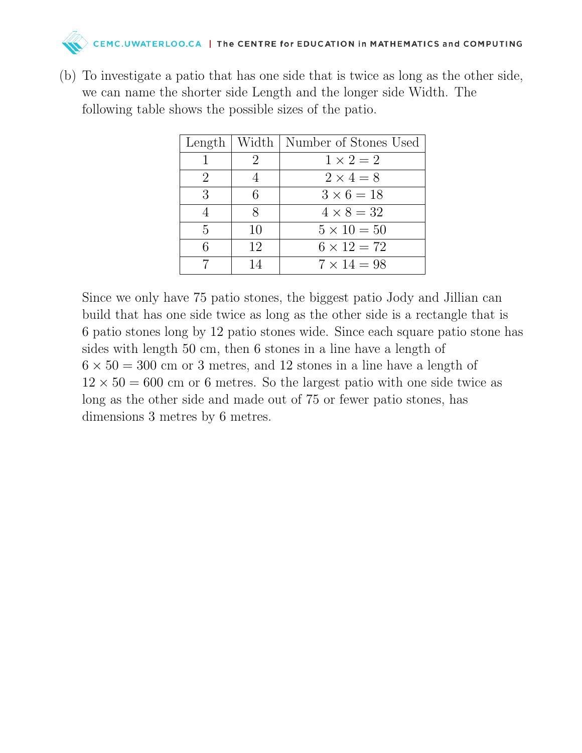(b) To investigate a patio that has one side that is twice as long as the other side, we can name the shorter side Length and the longer side Width. The following table shows the possible sizes of the patio.

| Length | Width | Number of Stones Used |
|---|---|---|
| 1 | 2 | $1 \times 2 = 2$ |
| 2 | 4 | $2 \times 4 = 8$ |
| 3 | 6 | $3 \times 6 = 18$ |
| 4 | 8 | $4 \times 8 = 32$ |
| 5 | 10 | $5 \times 10 = 50$ |
| 6 | 12 | $6 \times 12 = 72$ |
| 7 | 14 | $7 \times 14 = 98$ |

Since we only have 75 patio stones, the biggest patio Jody and Jillian can build that has one side twice as long as the other side is a rectangle that is 6 patio stones long by 12 patio stones wide. Since each square patio stone has sides with length 50 cm, then 6 stones in a line have a length of $6 \times 50 = 300$ cm or 3 metres, and 12 stones in a line have a length of $12 \times 50 = 600$ cm or 6 metres. So the largest patio with one side twice as long as the other side and made out of 75 or fewer patio stones, has dimensions 3 metres by 6 metres.